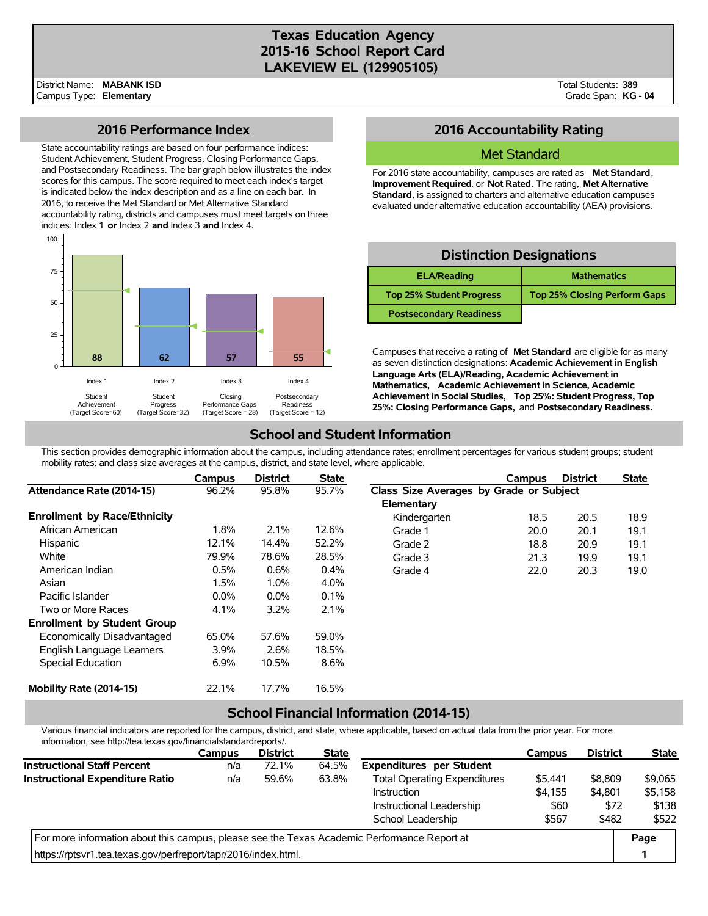# Texas Education Agency
# 2015-16 School Report Card
# LAKEVIEW EL (129905105)

District Name: **MABANK ISD**
Campus Type: **Elementary**

Total Students: **389**
Grade Span: **KG - 04**

## 2016 Performance Index

State accountability ratings are based on four performance indices: Student Achievement, Student Progress, Closing Performance Gaps, and Postsecondary Readiness. The bar graph below illustrates the index scores for this campus. The score required to meet each index's target is indicated below the index description and as a line on each bar. In 2016, to receive the Met Standard or Met Alternative Standard accountability rating, districts and campuses must meet targets on three indices: Index 1 **or** Index 2 **and** Index 3 **and** Index 4.

| Index | Description | Target Score | Score |
|---|---|---|---|
| Index 1 | Student Achievement | 60 | 88 |
| Index 2 | Student Progress | 32 | 62 |
| Index 3 | Closing Performance Gaps | 28 | 57 |
| Index 4 | Postsecondary Readiness | 12 | 55 |

## 2016 Accountability Rating

**Met Standard**

For 2016 state accountability, campuses are rated as **Met Standard**, **Improvement Required**, or **Not Rated**. The rating, **Met Alternative Standard**, is assigned to charters and alternative education campuses evaluated under alternative education accountability (AEA) provisions.

## Distinction Designations

| | |
|---|---|
| **ELA/Reading** | **Mathematics** |
| **Top 25% Student Progress** | **Top 25% Closing Perform Gaps** |
| **Postsecondary Readiness** | |

Campuses that receive a rating of **Met Standard** are eligible for as many as seven distinction designations: **Academic Achievement in English Language Arts (ELA)/Reading, Academic Achievement in Mathematics, Academic Achievement in Science, Academic Achievement in Social Studies, Top 25%: Student Progress, Top 25%: Closing Performance Gaps,** and **Postsecondary Readiness.**

## School and Student Information

This section provides demographic information about the campus, including attendance rates; enrollment percentages for various student groups; student mobility rates; and class size averages at the campus, district, and state level, where applicable.

| | Campus | District | State |
|---|---|---|---|
| **Attendance Rate (2014-15)** | 96.2% | 95.8% | 95.7% |
| **Enrollment by Race/Ethnicity** | | | |
| African American | 1.8% | 2.1% | 12.6% |
| Hispanic | 12.1% | 14.4% | 52.2% |
| White | 79.9% | 78.6% | 28.5% |
| American Indian | 0.5% | 0.6% | 0.4% |
| Asian | 1.5% | 1.0% | 4.0% |
| Pacific Islander | 0.0% | 0.0% | 0.1% |
| Two or More Races | 4.1% | 3.2% | 2.1% |
| **Enrollment by Student Group** | | | |
| Economically Disadvantaged | 65.0% | 57.6% | 59.0% |
| English Language Learners | 3.9% | 2.6% | 18.5% |
| Special Education | 6.9% | 10.5% | 8.6% |
| **Mobility Rate (2014-15)** | 22.1% | 17.7% | 16.5% |

| | Campus | District | State |
|---|---|---|---|
| **Class Size Averages by Grade or Subject** | | | |
| **Elementary** | | | |
| Kindergarten | 18.5 | 20.5 | 18.9 |
| Grade 1 | 20.0 | 20.1 | 19.1 |
| Grade 2 | 18.8 | 20.9 | 19.1 |
| Grade 3 | 21.3 | 19.9 | 19.1 |
| Grade 4 | 22.0 | 20.3 | 19.0 |

## School Financial Information (2014-15)

Various financial indicators are reported for the campus, district, and state, where applicable, based on actual data from the prior year. For more information, see http://tea.texas.gov/financialstandardreports/.

| | Campus | District | State |
|---|---|---|---|
| **Instructional Staff Percent** | n/a | 72.1% | 64.5% |
| **Instructional Expenditure Ratio** | n/a | 59.6% | 63.8% |

| | Campus | District | State |
|---|---|---|---|
| **Expenditures per Student** | | | |
| Total Operating Expenditures | $5,441 | $8,809 | $9,065 |
| Instruction | $4,155 | $4,801 | $5,158 |
| Instructional Leadership | $60 | $72 | $138 |
| School Leadership | $567 | $482 | $522 |

For more information about this campus, please see the Texas Academic Performance Report at https://rptsvr1.tea.texas.gov/perfreport/tapr/2016/index.html.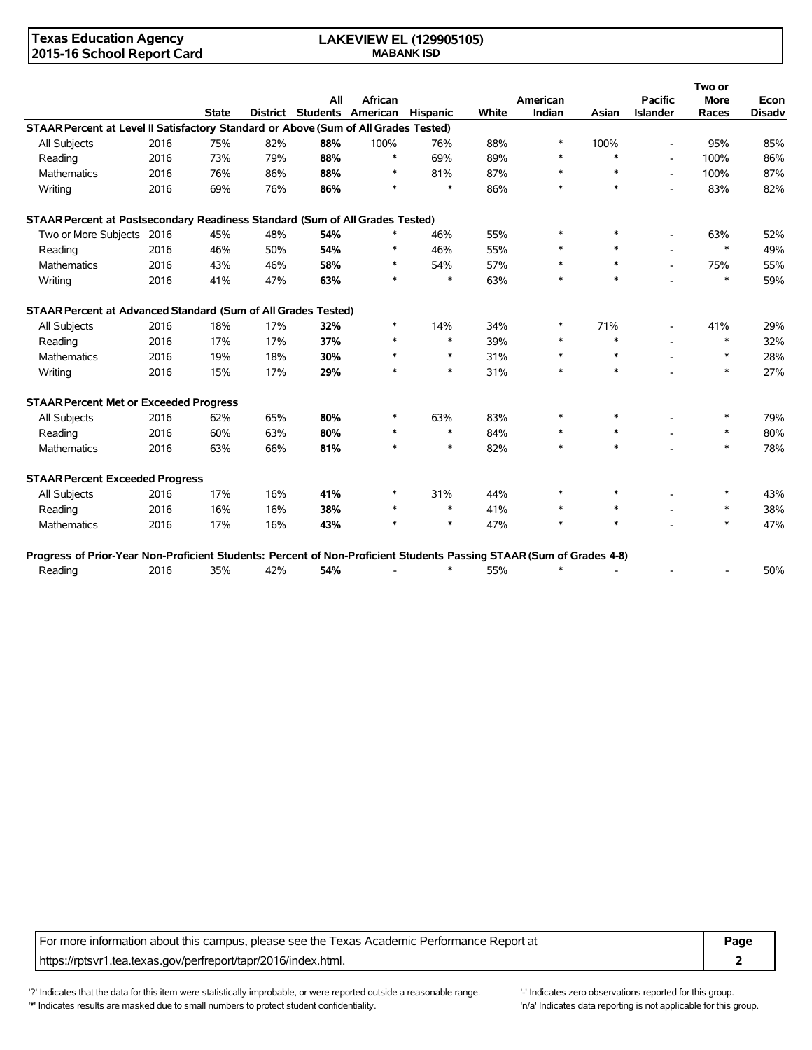**Texas Education Agency**
**2015-16 School Report Card**

**LAKEVIEW EL (129905105)**
**MABANK ISD**

| | | State | District | All Students | African American | Hispanic | White | American Indian | Asian | Pacific Islander | Two or More Races | Econ Disadv |
|---|---|---|---|---|---|---|---|---|---|---|---|---|
| **STAAR Percent at Level II Satisfactory Standard or Above (Sum of All Grades Tested)** | | | | | | | | | | | | |
| All Subjects | 2016 | 75% | 82% | **88%** | 100% | 76% | 88% | * | 100% | - | 95% | 85% |
| Reading | 2016 | 73% | 79% | **88%** | * | 69% | 89% | * | * | - | 100% | 86% |
| Mathematics | 2016 | 76% | 86% | **88%** | * | 81% | 87% | * | * | - | 100% | 87% |
| Writing | 2016 | 69% | 76% | **86%** | * | * | 86% | * | * | - | 83% | 82% |
| **STAAR Percent at Postsecondary Readiness Standard (Sum of All Grades Tested)** | | | | | | | | | | | | |
| Two or More Subjects | 2016 | 45% | 48% | **54%** | * | 46% | 55% | * | * | - | 63% | 52% |
| Reading | 2016 | 46% | 50% | **54%** | * | 46% | 55% | * | * | - | * | 49% |
| Mathematics | 2016 | 43% | 46% | **58%** | * | 54% | 57% | * | * | - | 75% | 55% |
| Writing | 2016 | 41% | 47% | **63%** | * | * | 63% | * | * | - | * | 59% |
| **STAAR Percent at Advanced Standard (Sum of All Grades Tested)** | | | | | | | | | | | | |
| All Subjects | 2016 | 18% | 17% | **32%** | * | 14% | 34% | * | 71% | - | 41% | 29% |
| Reading | 2016 | 17% | 17% | **37%** | * | * | 39% | * | * | - | * | 32% |
| Mathematics | 2016 | 19% | 18% | **30%** | * | * | 31% | * | * | - | * | 28% |
| Writing | 2016 | 15% | 17% | **29%** | * | * | 31% | * | * | - | * | 27% |
| **STAAR Percent Met or Exceeded Progress** | | | | | | | | | | | | |
| All Subjects | 2016 | 62% | 65% | **80%** | * | 63% | 83% | * | * | - | * | 79% |
| Reading | 2016 | 60% | 63% | **80%** | * | * | 84% | * | * | - | * | 80% |
| Mathematics | 2016 | 63% | 66% | **81%** | * | * | 82% | * | * | - | * | 78% |
| **STAAR Percent Exceeded Progress** | | | | | | | | | | | | |
| All Subjects | 2016 | 17% | 16% | **41%** | * | 31% | 44% | * | * | - | * | 43% |
| Reading | 2016 | 16% | 16% | **38%** | * | * | 41% | * | * | - | * | 38% |
| Mathematics | 2016 | 17% | 16% | **43%** | * | * | 47% | * | * | - | * | 47% |
| **Progress of Prior-Year Non-Proficient Students: Percent of Non-Proficient Students Passing STAAR (Sum of Grades 4-8)** | | | | | | | | | | | | |
| Reading | 2016 | 35% | 42% | **54%** | - | * | 55% | * | - | - | - | 50% |

For more information about this campus, please see the Texas Academic Performance Report at https://rptsvr1.tea.texas.gov/perfreport/tapr/2016/index.html.

'?' Indicates that the data for this item were statistically improbable, or were reported outside a reasonable range.
'*' Indicates results are masked due to small numbers to protect student confidentiality.
'-' Indicates zero observations reported for this group.
'n/a' Indicates data reporting is not applicable for this group.